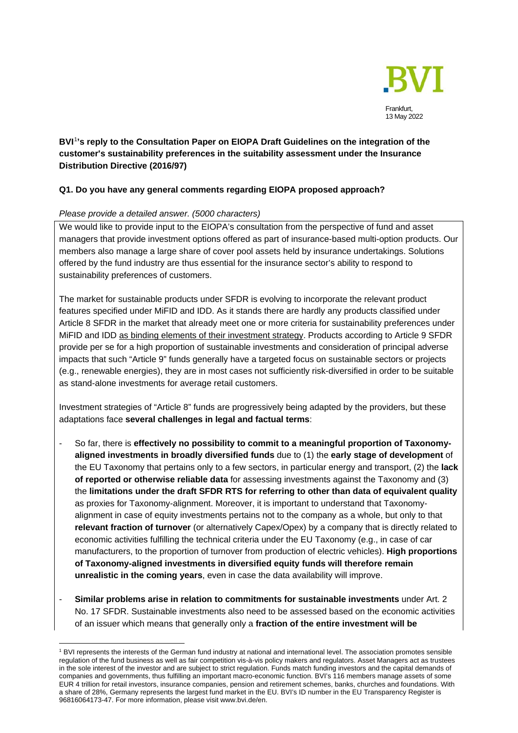BVI

Frankfurt,
13 May 2022

**BVI[1]'s reply to the Consultation Paper on EIOPA Draft Guidelines on the integration of the customer's sustainability preferences in the suitability assessment under the Insurance Distribution Directive (2016/97)**

**Q1. Do you have any general comments regarding EIOPA proposed approach?**

*Please provide a detailed answer. (5000 characters)*

We would like to provide input to the EIOPA's consultation from the perspective of fund and asset managers that provide investment options offered as part of insurance-based multi-option products. Our members also manage a large share of cover pool assets held by insurance undertakings. Solutions offered by the fund industry are thus essential for the insurance sector's ability to respond to sustainability preferences of customers.

The market for sustainable products under SFDR is evolving to incorporate the relevant product features specified under MiFID and IDD. As it stands there are hardly any products classified under Article 8 SFDR in the market that already meet one or more criteria for sustainability preferences under MiFID and IDD as binding elements of their investment strategy. Products according to Article 9 SFDR provide per se for a high proportion of sustainable investments and consideration of principal adverse impacts that such "Article 9" funds generally have a targeted focus on sustainable sectors or projects (e.g., renewable energies), they are in most cases not sufficiently risk-diversified in order to be suitable as stand-alone investments for average retail customers.

Investment strategies of "Article 8" funds are progressively being adapted by the providers, but these adaptations face **several challenges in legal and factual terms**:

- So far, there is **effectively no possibility to commit to a meaningful proportion of Taxonomy-aligned investments in broadly diversified funds** due to (1) the **early stage of development** of the EU Taxonomy that pertains only to a few sectors, in particular energy and transport, (2) the **lack of reported or otherwise reliable data** for assessing investments against the Taxonomy and (3) the **limitations under the draft SFDR RTS for referring to other than data of equivalent quality** as proxies for Taxonomy-alignment. Moreover, it is important to understand that Taxonomy-alignment in case of equity investments pertains not to the company as a whole, but only to that **relevant fraction of turnover** (or alternatively Capex/Opex) by a company that is directly related to economic activities fulfilling the technical criteria under the EU Taxonomy (e.g., in case of car manufacturers, to the proportion of turnover from production of electric vehicles). **High proportions of Taxonomy-aligned investments in diversified equity funds will therefore remain unrealistic in the coming years**, even in case the data availability will improve.
- **Similar problems arise in relation to commitments for sustainable investments** under Art. 2 No. 17 SFDR. Sustainable investments also need to be assessed based on the economic activities of an issuer which means that generally only a **fraction of the entire investment will be**

[1] BVI represents the interests of the German fund industry at national and international level. The association promotes sensible regulation of the fund business as well as fair competition vis-à-vis policy makers and regulators. Asset Managers act as trustees in the sole interest of the investor and are subject to strict regulation. Funds match funding investors and the capital demands of companies and governments, thus fulfilling an important macro-economic function. BVI's 116 members manage assets of some EUR 4 trillion for retail investors, insurance companies, pension and retirement schemes, banks, churches and foundations. With a share of 28%, Germany represents the largest fund market in the EU. BVI's ID number in the EU Transparency Register is 96816064173-47. For more information, please visit www.bvi.de/en.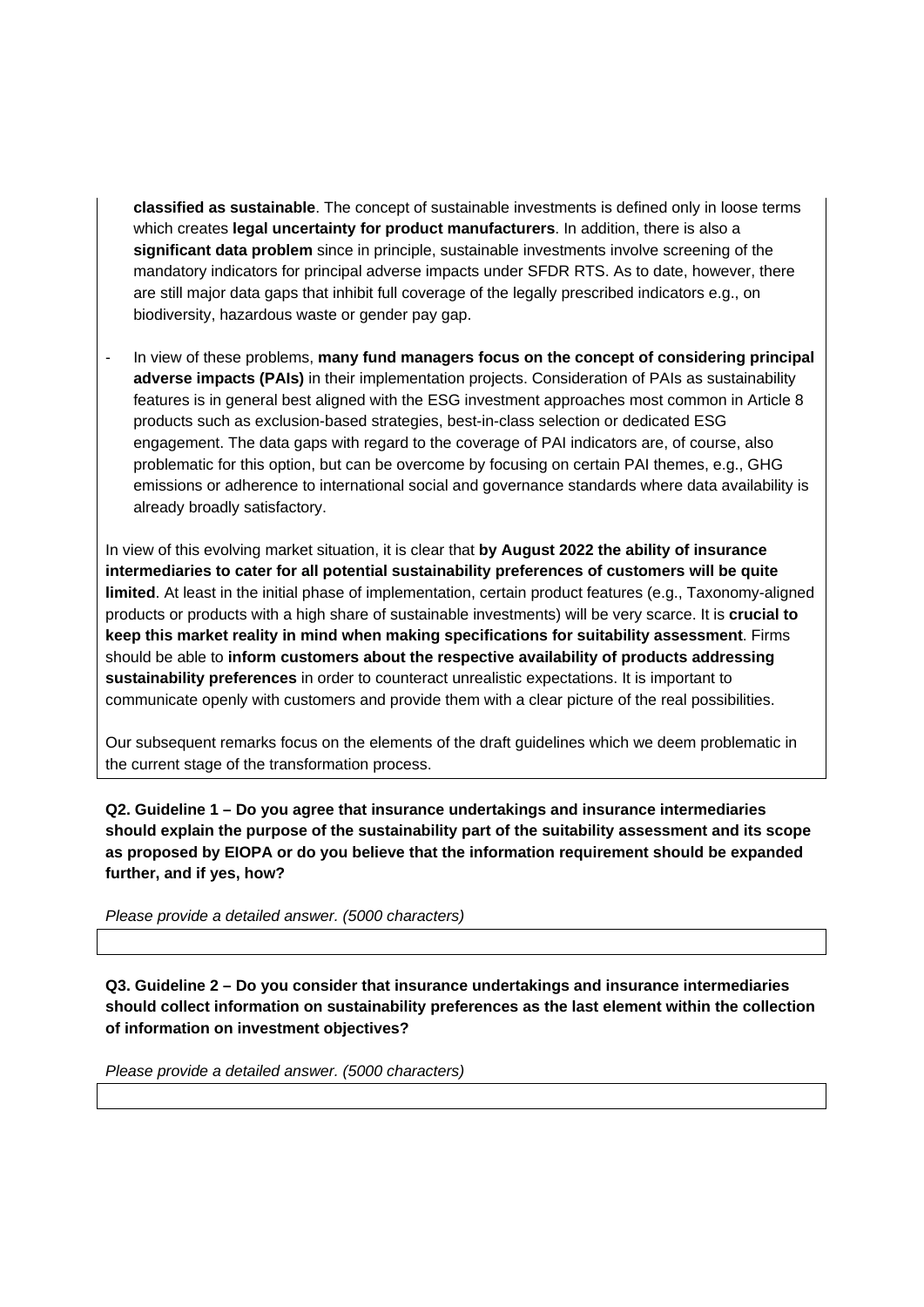**classified as sustainable**. The concept of sustainable investments is defined only in loose terms which creates **legal uncertainty for product manufacturers**. In addition, there is also a **significant data problem** since in principle, sustainable investments involve screening of the mandatory indicators for principal adverse impacts under SFDR RTS. As to date, however, there are still major data gaps that inhibit full coverage of the legally prescribed indicators e.g., on biodiversity, hazardous waste or gender pay gap.

- In view of these problems, **many fund managers focus on the concept of considering principal adverse impacts (PAIs)** in their implementation projects. Consideration of PAIs as sustainability features is in general best aligned with the ESG investment approaches most common in Article 8 products such as exclusion-based strategies, best-in-class selection or dedicated ESG engagement. The data gaps with regard to the coverage of PAI indicators are, of course, also problematic for this option, but can be overcome by focusing on certain PAI themes, e.g., GHG emissions or adherence to international social and governance standards where data availability is already broadly satisfactory.

In view of this evolving market situation, it is clear that **by August 2022 the ability of insurance intermediaries to cater for all potential sustainability preferences of customers will be quite limited**. At least in the initial phase of implementation, certain product features (e.g., Taxonomy-aligned products or products with a high share of sustainable investments) will be very scarce. It is **crucial to keep this market reality in mind when making specifications for suitability assessment**. Firms should be able to **inform customers about the respective availability of products addressing sustainability preferences** in order to counteract unrealistic expectations. It is important to communicate openly with customers and provide them with a clear picture of the real possibilities.

Our subsequent remarks focus on the elements of the draft guidelines which we deem problematic in the current stage of the transformation process.

**Q2. Guideline 1 – Do you agree that insurance undertakings and insurance intermediaries should explain the purpose of the sustainability part of the suitability assessment and its scope as proposed by EIOPA or do you believe that the information requirement should be expanded further, and if yes, how?**

*Please provide a detailed answer. (5000 characters)*

**Q3. Guideline 2 – Do you consider that insurance undertakings and insurance intermediaries should collect information on sustainability preferences as the last element within the collection of information on investment objectives?**

*Please provide a detailed answer. (5000 characters)*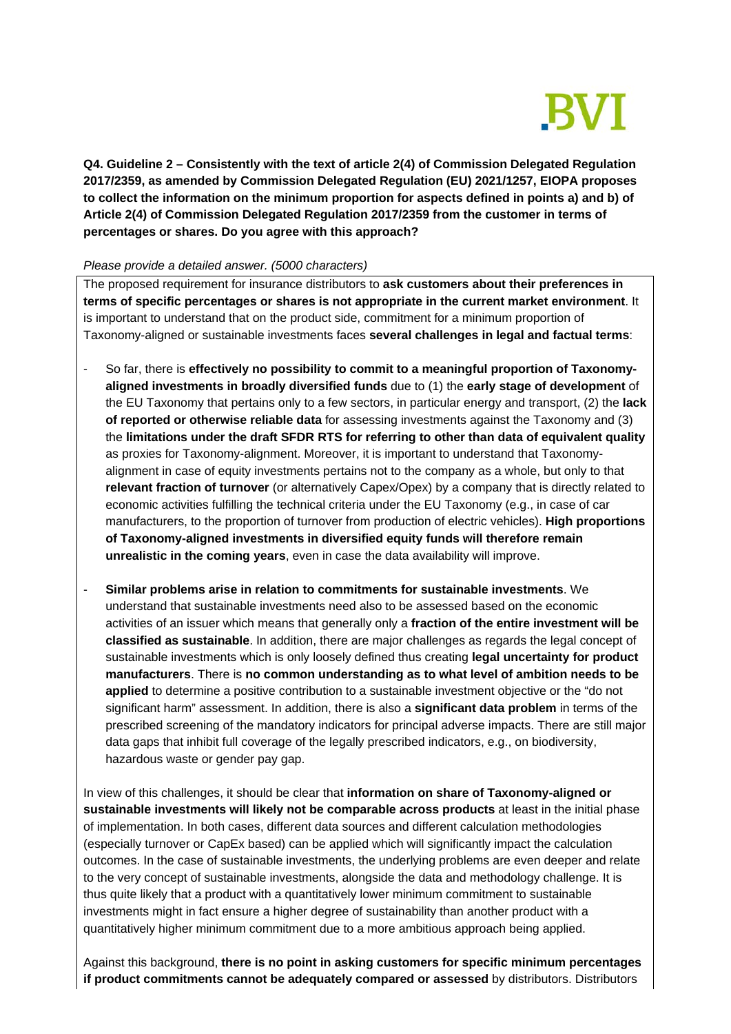**Q4. Guideline 2 – Consistently with the text of article 2(4) of Commission Delegated Regulation 2017/2359, as amended by Commission Delegated Regulation (EU) 2021/1257, EIOPA proposes to collect the information on the minimum proportion for aspects defined in points a) and b) of Article 2(4) of Commission Delegated Regulation 2017/2359 from the customer in terms of percentages or shares. Do you agree with this approach?**

*Please provide a detailed answer. (5000 characters)*

The proposed requirement for insurance distributors to **ask customers about their preferences in terms of specific percentages or shares is not appropriate in the current market environment**. It is important to understand that on the product side, commitment for a minimum proportion of Taxonomy-aligned or sustainable investments faces **several challenges in legal and factual terms**:

- So far, there is **effectively no possibility to commit to a meaningful proportion of Taxonomy-aligned investments in broadly diversified funds** due to (1) the **early stage of development** of the EU Taxonomy that pertains only to a few sectors, in particular energy and transport, (2) the **lack of reported or otherwise reliable data** for assessing investments against the Taxonomy and (3) the **limitations under the draft SFDR RTS for referring to other than data of equivalent quality** as proxies for Taxonomy-alignment. Moreover, it is important to understand that Taxonomy-alignment in case of equity investments pertains not to the company as a whole, but only to that **relevant fraction of turnover** (or alternatively Capex/Opex) by a company that is directly related to economic activities fulfilling the technical criteria under the EU Taxonomy (e.g., in case of car manufacturers, to the proportion of turnover from production of electric vehicles). **High proportions of Taxonomy-aligned investments in diversified equity funds will therefore remain unrealistic in the coming years**, even in case the data availability will improve.

- **Similar problems arise in relation to commitments for sustainable investments**. We understand that sustainable investments need also to be assessed based on the economic activities of an issuer which means that generally only a **fraction of the entire investment will be classified as sustainable**. In addition, there are major challenges as regards the legal concept of sustainable investments which is only loosely defined thus creating **legal uncertainty for product manufacturers**. There is **no common understanding as to what level of ambition needs to be applied** to determine a positive contribution to a sustainable investment objective or the "do not significant harm" assessment. In addition, there is also a **significant data problem** in terms of the prescribed screening of the mandatory indicators for principal adverse impacts. There are still major data gaps that inhibit full coverage of the legally prescribed indicators, e.g., on biodiversity, hazardous waste or gender pay gap.

In view of this challenges, it should be clear that **information on share of Taxonomy-aligned or sustainable investments will likely not be comparable across products** at least in the initial phase of implementation. In both cases, different data sources and different calculation methodologies (especially turnover or CapEx based) can be applied which will significantly impact the calculation outcomes. In the case of sustainable investments, the underlying problems are even deeper and relate to the very concept of sustainable investments, alongside the data and methodology challenge. It is thus quite likely that a product with a quantitatively lower minimum commitment to sustainable investments might in fact ensure a higher degree of sustainability than another product with a quantitatively higher minimum commitment due to a more ambitious approach being applied.

Against this background, **there is no point in asking customers for specific minimum percentages if product commitments cannot be adequately compared or assessed** by distributors. Distributors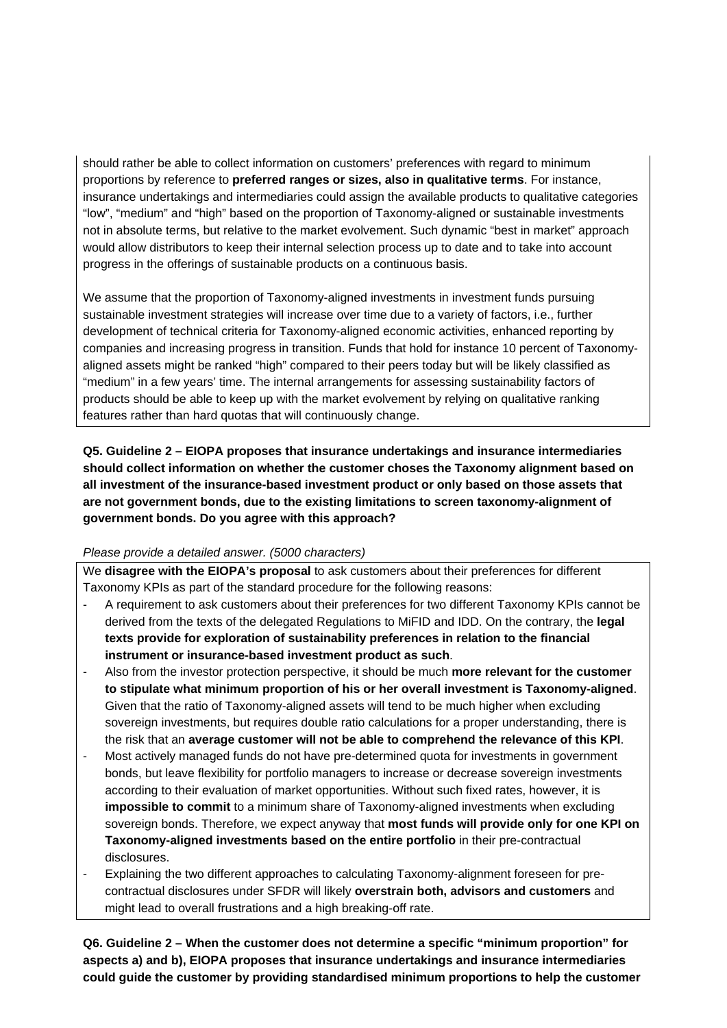should rather be able to collect information on customers' preferences with regard to minimum proportions by reference to **preferred ranges or sizes, also in qualitative terms**. For instance, insurance undertakings and intermediaries could assign the available products to qualitative categories "low", "medium" and "high" based on the proportion of Taxonomy-aligned or sustainable investments not in absolute terms, but relative to the market evolvement. Such dynamic "best in market" approach would allow distributors to keep their internal selection process up to date and to take into account progress in the offerings of sustainable products on a continuous basis.

We assume that the proportion of Taxonomy-aligned investments in investment funds pursuing sustainable investment strategies will increase over time due to a variety of factors, i.e., further development of technical criteria for Taxonomy-aligned economic activities, enhanced reporting by companies and increasing progress in transition. Funds that hold for instance 10 percent of Taxonomy-aligned assets might be ranked "high" compared to their peers today but will be likely classified as "medium" in a few years' time. The internal arrangements for assessing sustainability factors of products should be able to keep up with the market evolvement by relying on qualitative ranking features rather than hard quotas that will continuously change.

**Q5. Guideline 2 – EIOPA proposes that insurance undertakings and insurance intermediaries should collect information on whether the customer choses the Taxonomy alignment based on all investment of the insurance-based investment product or only based on those assets that are not government bonds, due to the existing limitations to screen taxonomy-alignment of government bonds. Do you agree with this approach?**

*Please provide a detailed answer. (5000 characters)*

We **disagree with the EIOPA's proposal** to ask customers about their preferences for different Taxonomy KPIs as part of the standard procedure for the following reasons:

- A requirement to ask customers about their preferences for two different Taxonomy KPIs cannot be derived from the texts of the delegated Regulations to MiFID and IDD. On the contrary, the **legal texts provide for exploration of sustainability preferences in relation to the financial instrument or insurance-based investment product as such**.
- Also from the investor protection perspective, it should be much **more relevant for the customer to stipulate what minimum proportion of his or her overall investment is Taxonomy-aligned**. Given that the ratio of Taxonomy-aligned assets will tend to be much higher when excluding sovereign investments, but requires double ratio calculations for a proper understanding, there is the risk that an **average customer will not be able to comprehend the relevance of this KPI**.
- Most actively managed funds do not have pre-determined quota for investments in government bonds, but leave flexibility for portfolio managers to increase or decrease sovereign investments according to their evaluation of market opportunities. Without such fixed rates, however, it is **impossible to commit** to a minimum share of Taxonomy-aligned investments when excluding sovereign bonds. Therefore, we expect anyway that **most funds will provide only for one KPI on Taxonomy-aligned investments based on the entire portfolio** in their pre-contractual disclosures.
- Explaining the two different approaches to calculating Taxonomy-alignment foreseen for pre-contractual disclosures under SFDR will likely **overstrain both, advisors and customers** and might lead to overall frustrations and a high breaking-off rate.

**Q6. Guideline 2 – When the customer does not determine a specific "minimum proportion" for aspects a) and b), EIOPA proposes that insurance undertakings and insurance intermediaries could guide the customer by providing standardised minimum proportions to help the customer**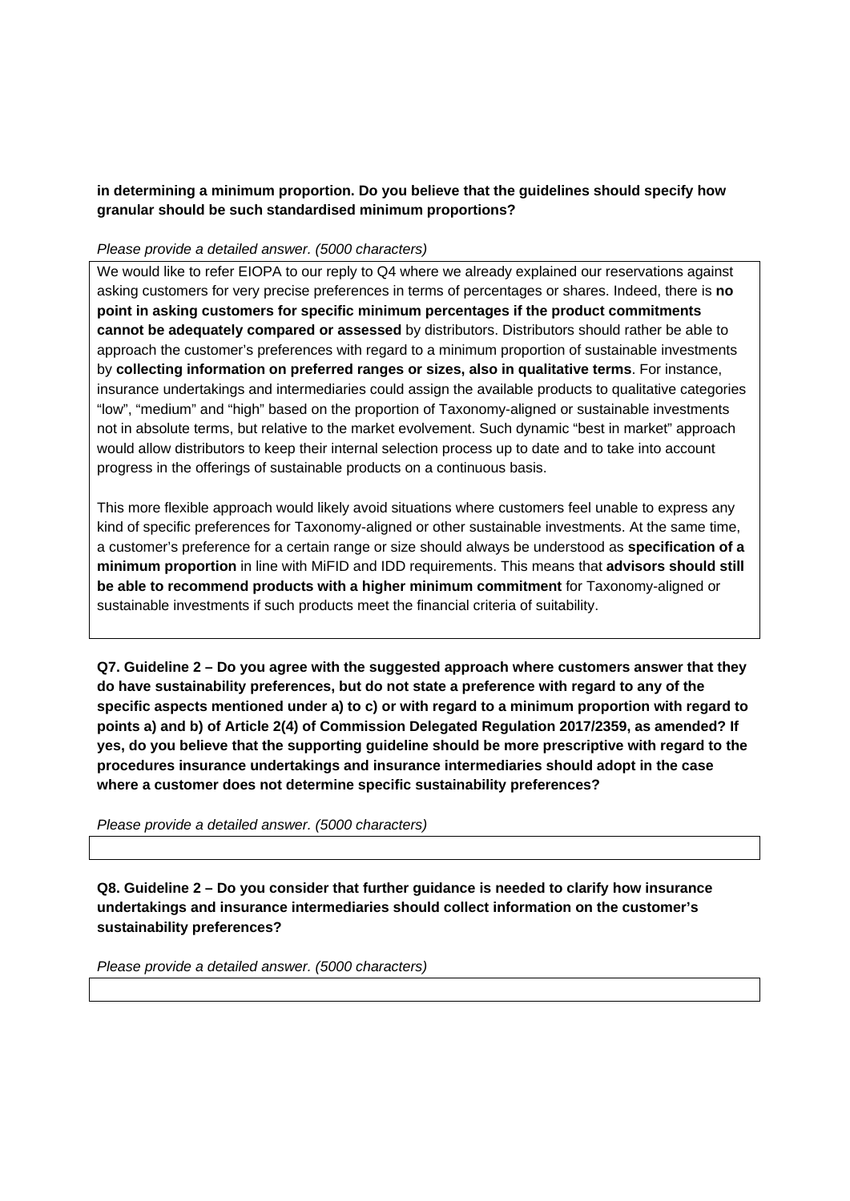**in determining a minimum proportion. Do you believe that the guidelines should specify how granular should be such standardised minimum proportions?**

*Please provide a detailed answer. (5000 characters)*

We would like to refer EIOPA to our reply to Q4 where we already explained our reservations against asking customers for very precise preferences in terms of percentages or shares. Indeed, there is **no point in asking customers for specific minimum percentages if the product commitments cannot be adequately compared or assessed** by distributors. Distributors should rather be able to approach the customer's preferences with regard to a minimum proportion of sustainable investments by **collecting information on preferred ranges or sizes, also in qualitative terms**. For instance, insurance undertakings and intermediaries could assign the available products to qualitative categories "low", "medium" and "high" based on the proportion of Taxonomy-aligned or sustainable investments not in absolute terms, but relative to the market evolvement. Such dynamic "best in market" approach would allow distributors to keep their internal selection process up to date and to take into account progress in the offerings of sustainable products on a continuous basis.

This more flexible approach would likely avoid situations where customers feel unable to express any kind of specific preferences for Taxonomy-aligned or other sustainable investments. At the same time, a customer's preference for a certain range or size should always be understood as **specification of a minimum proportion** in line with MiFID and IDD requirements. This means that **advisors should still be able to recommend products with a higher minimum commitment** for Taxonomy-aligned or sustainable investments if such products meet the financial criteria of suitability.

**Q7. Guideline 2 – Do you agree with the suggested approach where customers answer that they do have sustainability preferences, but do not state a preference with regard to any of the specific aspects mentioned under a) to c) or with regard to a minimum proportion with regard to points a) and b) of Article 2(4) of Commission Delegated Regulation 2017/2359, as amended? If yes, do you believe that the supporting guideline should be more prescriptive with regard to the procedures insurance undertakings and insurance intermediaries should adopt in the case where a customer does not determine specific sustainability preferences?**

*Please provide a detailed answer. (5000 characters)*

**Q8. Guideline 2 – Do you consider that further guidance is needed to clarify how insurance undertakings and insurance intermediaries should collect information on the customer's sustainability preferences?**

*Please provide a detailed answer. (5000 characters)*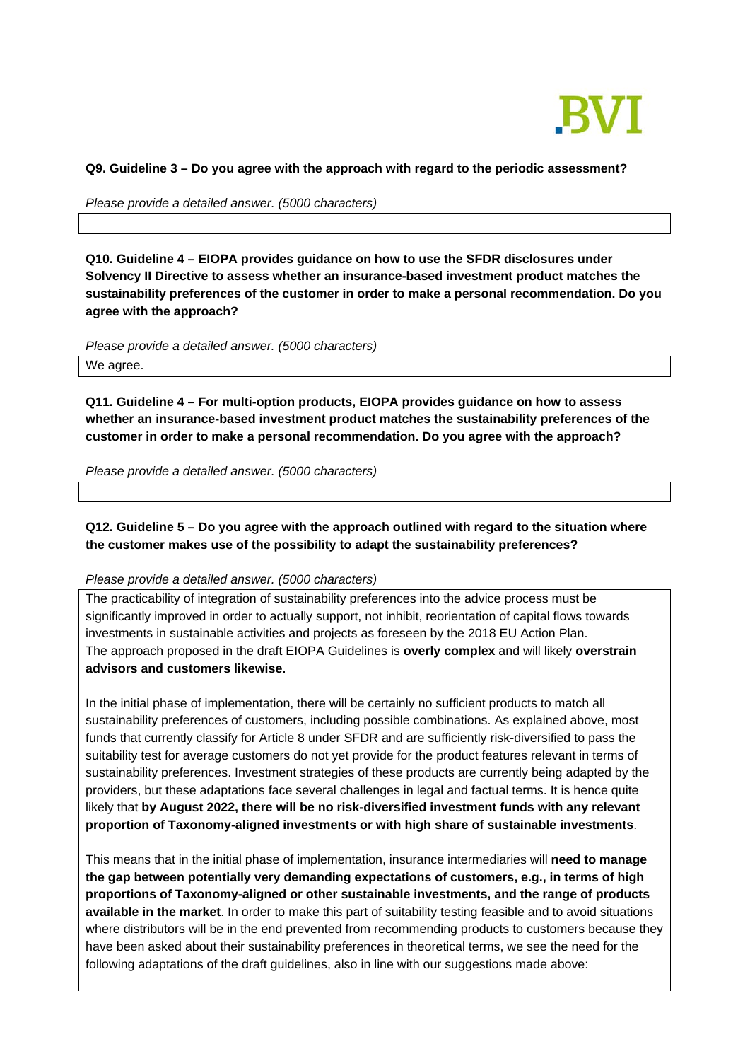**Q9. Guideline 3 – Do you agree with the approach with regard to the periodic assessment?**

*Please provide a detailed answer. (5000 characters)*

**Q10. Guideline 4 – EIOPA provides guidance on how to use the SFDR disclosures under Solvency II Directive to assess whether an insurance-based investment product matches the sustainability preferences of the customer in order to make a personal recommendation. Do you agree with the approach?**

*Please provide a detailed answer. (5000 characters)*

We agree.

**Q11. Guideline 4 – For multi-option products, EIOPA provides guidance on how to assess whether an insurance-based investment product matches the sustainability preferences of the customer in order to make a personal recommendation. Do you agree with the approach?**

*Please provide a detailed answer. (5000 characters)*

**Q12. Guideline 5 – Do you agree with the approach outlined with regard to the situation where the customer makes use of the possibility to adapt the sustainability preferences?**

*Please provide a detailed answer. (5000 characters)*

The practicability of integration of sustainability preferences into the advice process must be significantly improved in order to actually support, not inhibit, reorientation of capital flows towards investments in sustainable activities and projects as foreseen by the 2018 EU Action Plan. The approach proposed in the draft EIOPA Guidelines is **overly complex** and will likely **overstrain advisors and customers likewise.**

In the initial phase of implementation, there will be certainly no sufficient products to match all sustainability preferences of customers, including possible combinations. As explained above, most funds that currently classify for Article 8 under SFDR and are sufficiently risk-diversified to pass the suitability test for average customers do not yet provide for the product features relevant in terms of sustainability preferences. Investment strategies of these products are currently being adapted by the providers, but these adaptations face several challenges in legal and factual terms. It is hence quite likely that **by August 2022, there will be no risk-diversified investment funds with any relevant proportion of Taxonomy-aligned investments or with high share of sustainable investments**.

This means that in the initial phase of implementation, insurance intermediaries will **need to manage the gap between potentially very demanding expectations of customers, e.g., in terms of high proportions of Taxonomy-aligned or other sustainable investments, and the range of products available in the market**. In order to make this part of suitability testing feasible and to avoid situations where distributors will be in the end prevented from recommending products to customers because they have been asked about their sustainability preferences in theoretical terms, we see the need for the following adaptations of the draft guidelines, also in line with our suggestions made above: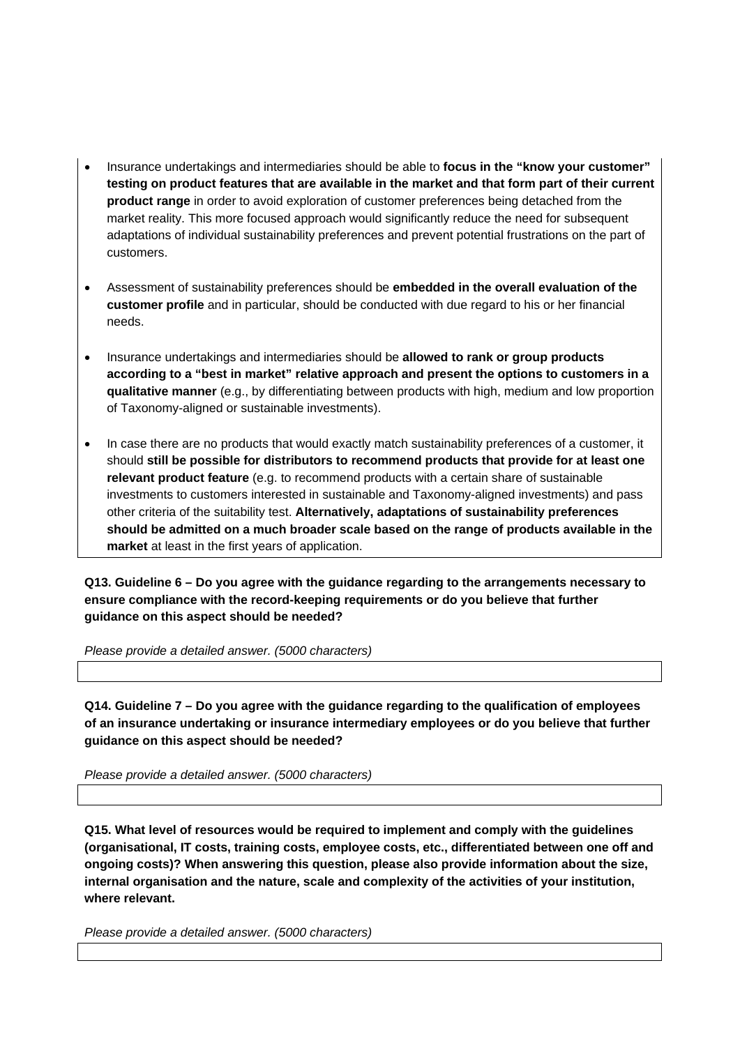- Insurance undertakings and intermediaries should be able to **focus in the "know your customer" testing on product features that are available in the market and that form part of their current product range** in order to avoid exploration of customer preferences being detached from the market reality. This more focused approach would significantly reduce the need for subsequent adaptations of individual sustainability preferences and prevent potential frustrations on the part of customers.

- Assessment of sustainability preferences should be **embedded in the overall evaluation of the customer profile** and in particular, should be conducted with due regard to his or her financial needs.

- Insurance undertakings and intermediaries should be **allowed to rank or group products according to a "best in market" relative approach and present the options to customers in a qualitative manner** (e.g., by differentiating between products with high, medium and low proportion of Taxonomy-aligned or sustainable investments).

- In case there are no products that would exactly match sustainability preferences of a customer, it should **still be possible for distributors to recommend products that provide for at least one relevant product feature** (e.g. to recommend products with a certain share of sustainable investments to customers interested in sustainable and Taxonomy-aligned investments) and pass other criteria of the suitability test. **Alternatively, adaptations of sustainability preferences should be admitted on a much broader scale based on the range of products available in the market** at least in the first years of application.

**Q13. Guideline 6 – Do you agree with the guidance regarding to the arrangements necessary to ensure compliance with the record-keeping requirements or do you believe that further guidance on this aspect should be needed?**

*Please provide a detailed answer. (5000 characters)*

**Q14. Guideline 7 – Do you agree with the guidance regarding to the qualification of employees of an insurance undertaking or insurance intermediary employees or do you believe that further guidance on this aspect should be needed?**

*Please provide a detailed answer. (5000 characters)*

**Q15. What level of resources would be required to implement and comply with the guidelines (organisational, IT costs, training costs, employee costs, etc., differentiated between one off and ongoing costs)? When answering this question, please also provide information about the size, internal organisation and the nature, scale and complexity of the activities of your institution, where relevant.**

*Please provide a detailed answer. (5000 characters)*